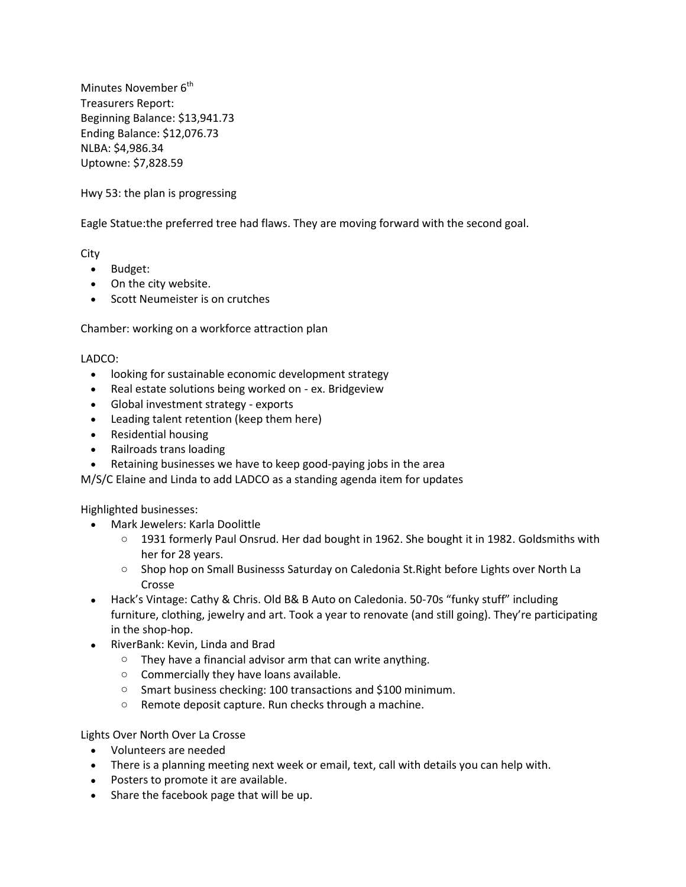Minutes November 6th
Treasurers Report:
Beginning Balance: $13,941.73
Ending Balance: $12,076.73
NLBA: $4,986.34
Uptowne: $7,828.59

Hwy 53: the plan is progressing

Eagle Statue:the preferred tree had flaws. They are moving forward with the second goal.

City

- Budget:
- On the city website.
- Scott Neumeister is on crutches

Chamber: working on a workforce attraction plan

LADCO:

- looking for sustainable economic development strategy
- Real estate solutions being worked on - ex. Bridgeview
- Global investment strategy - exports
- Leading talent retention (keep them here)
- Residential housing
- Railroads trans loading
- Retaining businesses we have to keep good-paying jobs in the area

M/S/C Elaine and Linda to add LADCO as a standing agenda item for updates

Highlighted businesses:

- Mark Jewelers: Karla Doolittle
  - 1931 formerly Paul Onsrud. Her dad bought in 1962. She bought it in 1982. Goldsmiths with her for 28 years.
  - Shop hop on Small Businesss Saturday on Caledonia St.Right before Lights over North La Crosse
- Hack's Vintage: Cathy & Chris. Old B& B Auto on Caledonia. 50-70s "funky stuff" including furniture, clothing, jewelry and art. Took a year to renovate (and still going). They're participating in the shop-hop.
- RiverBank: Kevin, Linda and Brad
  - They have a financial advisor arm that can write anything.
  - Commercially they have loans available.
  - Smart business checking: 100 transactions and $100 minimum.
  - Remote deposit capture. Run checks through a machine.

Lights Over North Over La Crosse

- Volunteers are needed
- There is a planning meeting next week or email, text, call with details you can help with.
- Posters to promote it are available.
- Share the facebook page that will be up.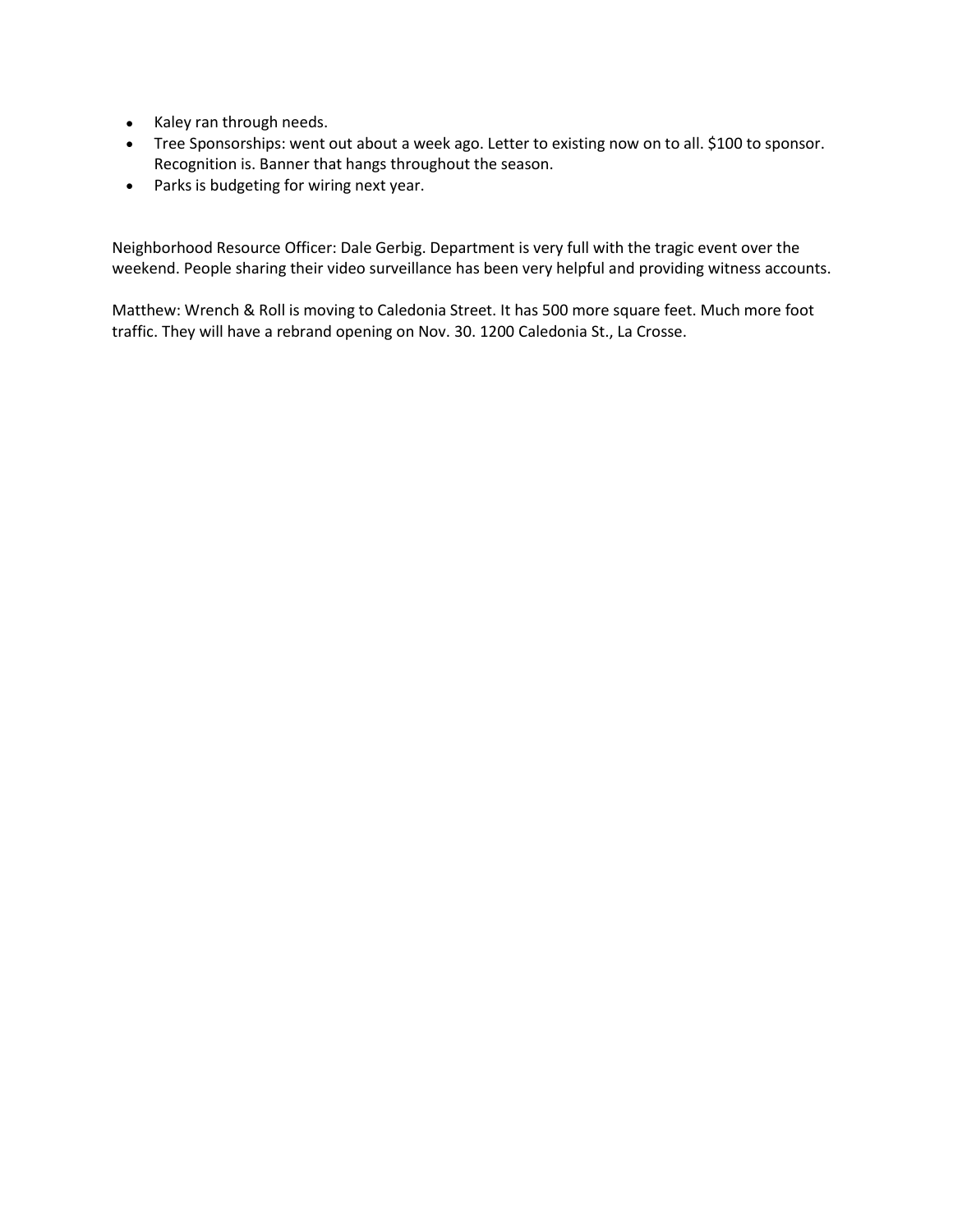- Kaley ran through needs.
- Tree Sponsorships: went out about a week ago. Letter to existing now on to all. $100 to sponsor. Recognition is. Banner that hangs throughout the season.
- Parks is budgeting for wiring next year.

Neighborhood Resource Officer: Dale Gerbig. Department is very full with the tragic event over the weekend. People sharing their video surveillance has been very helpful and providing witness accounts.

Matthew: Wrench & Roll is moving to Caledonia Street. It has 500 more square feet. Much more foot traffic. They will have a rebrand opening on Nov. 30. 1200 Caledonia St., La Crosse.